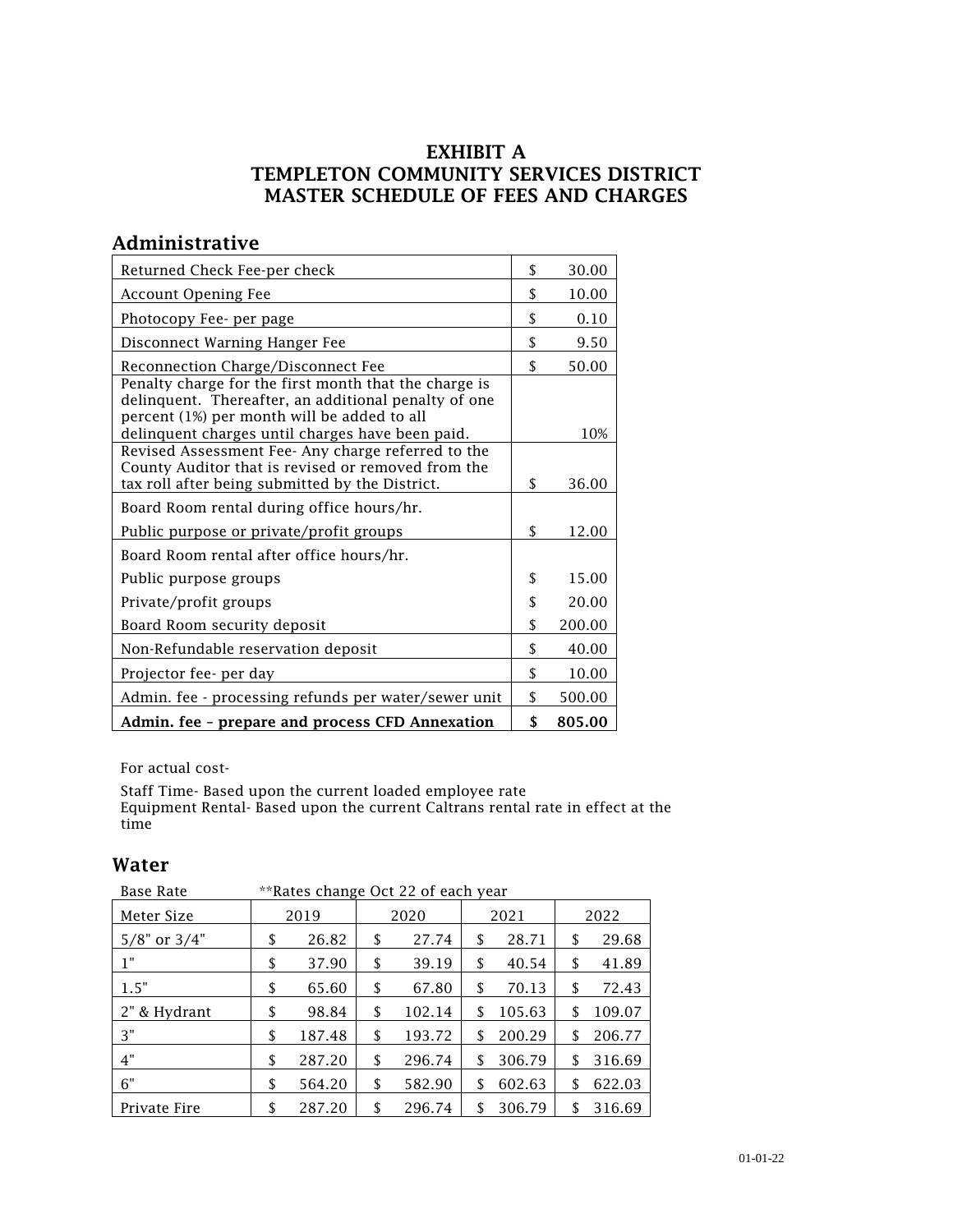# EXHIBIT A
# TEMPLETON COMMUNITY SERVICES DISTRICT
# MASTER SCHEDULE OF FEES AND CHARGES

## Administrative

| Item | Amount |
|---|---|
| Returned Check Fee-per check | $ 30.00 |
| Account Opening Fee | $ 10.00 |
| Photocopy Fee- per page | $ 0.10 |
| Disconnect Warning Hanger Fee | $ 9.50 |
| Reconnection Charge/Disconnect Fee | $ 50.00 |
| Penalty charge for the first month that the charge is delinquent. Thereafter, an additional penalty of one percent (1%) per month will be added to all delinquent charges until charges have been paid. | 10% |
| Revised Assessment Fee- Any charge referred to the County Auditor that is revised or removed from the tax roll after being submitted by the District. | $ 36.00 |
| Board Room rental during office hours/hr. | |
| Public purpose or private/profit groups | $ 12.00 |
| Board Room rental after office hours/hr. | |
| Public purpose groups | $ 15.00 |
| Private/profit groups | $ 20.00 |
| Board Room security deposit | $ 200.00 |
| Non-Refundable reservation deposit | $ 40.00 |
| Projector fee- per day | $ 10.00 |
| Admin. fee - processing refunds per water/sewer unit | $ 500.00 |
| **Admin. fee – prepare and process CFD Annexation** | **$ 805.00** |

For actual cost-

Staff Time- Based upon the current loaded employee rate
Equipment Rental- Based upon the current Caltrans rental rate in effect at the time

## Water

Base Rate **Rates change Oct 22 of each year

| Meter Size | 2019 | 2020 | 2021 | 2022 |
|---|---|---|---|---|
| 5/8" or 3/4" | $ 26.82 | $ 27.74 | $ 28.71 | $ 29.68 |
| 1" | $ 37.90 | $ 39.19 | $ 40.54 | $ 41.89 |
| 1.5" | $ 65.60 | $ 67.80 | $ 70.13 | $ 72.43 |
| 2" & Hydrant | $ 98.84 | $ 102.14 | $ 105.63 | $ 109.07 |
| 3" | $ 187.48 | $ 193.72 | $ 200.29 | $ 206.77 |
| 4" | $ 287.20 | $ 296.74 | $ 306.79 | $ 316.69 |
| 6" | $ 564.20 | $ 582.90 | $ 602.63 | $ 622.03 |
| Private Fire | $ 287.20 | $ 296.74 | $ 306.79 | $ 316.69 |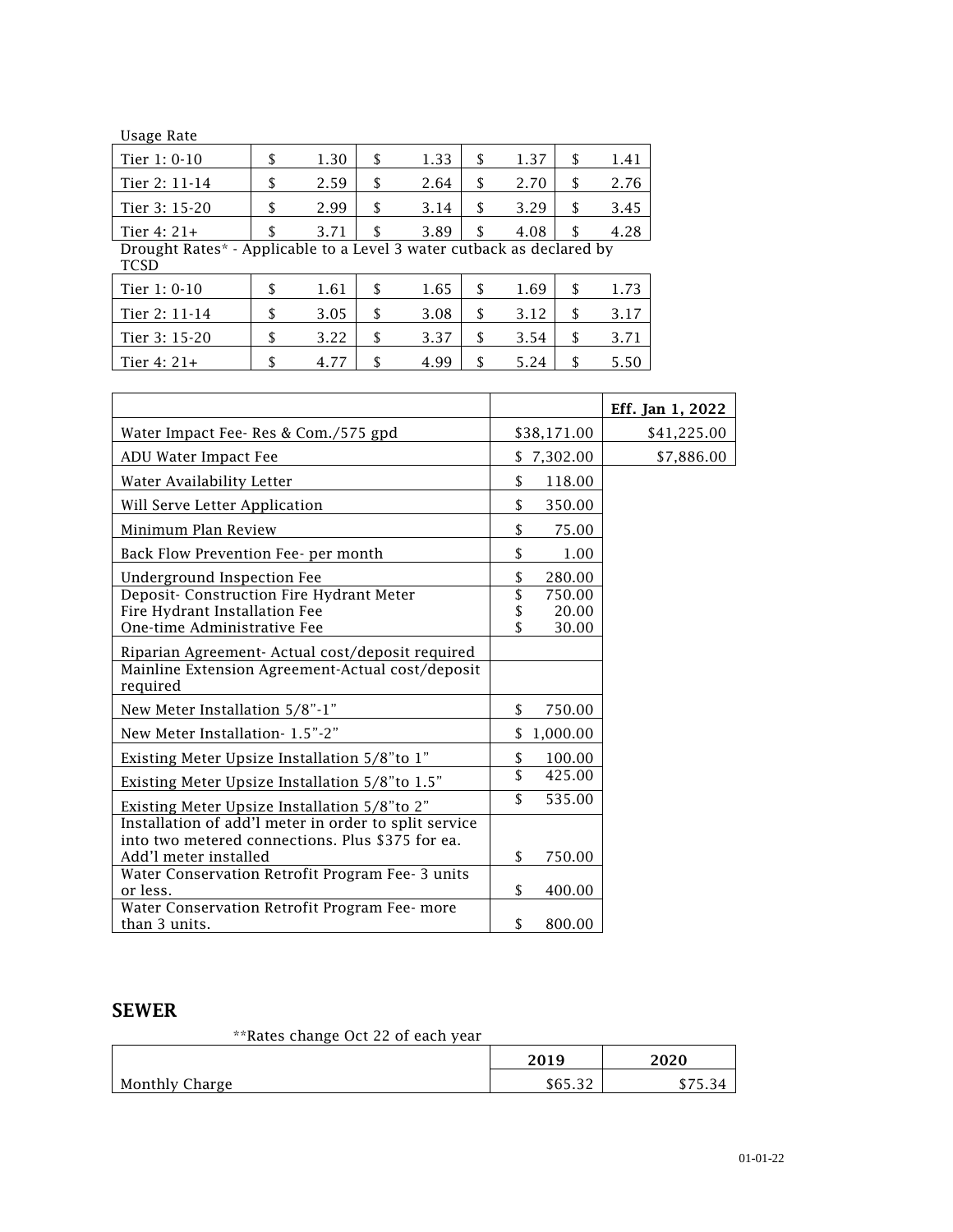Usage Rate

| | | | | |
|---|---|---|---|---|
| Tier 1: 0-10 | $ 1.30 | $ 1.33 | $ 1.37 | $ 1.41 |
| Tier 2: 11-14 | $ 2.59 | $ 2.64 | $ 2.70 | $ 2.76 |
| Tier 3: 15-20 | $ 2.99 | $ 3.14 | $ 3.29 | $ 3.45 |
| Tier 4: 21+ | $ 3.71 | $ 3.89 | $ 4.08 | $ 4.28 |

Drought Rates* - Applicable to a Level 3 water cutback as declared by TCSD

| | | | | |
|---|---|---|---|---|
| Tier 1: 0-10 | $ 1.61 | $ 1.65 | $ 1.69 | $ 1.73 |
| Tier 2: 11-14 | $ 3.05 | $ 3.08 | $ 3.12 | $ 3.17 |
| Tier 3: 15-20 | $ 3.22 | $ 3.37 | $ 3.54 | $ 3.71 |
| Tier 4: 21+ | $ 4.77 | $ 4.99 | $ 5.24 | $ 5.50 |

| | | **Eff. Jan 1, 2022** |
|---|---|---|
| Water Impact Fee- Res & Com./575 gpd | $38,171.00 | $41,225.00 |
| ADU Water Impact Fee | $ 7,302.00 | $7,886.00 |
| Water Availability Letter | $ 118.00 | |
| Will Serve Letter Application | $ 350.00 | |
| Minimum Plan Review | $ 75.00 | |
| Back Flow Prevention Fee- per month | $ 1.00 | |
| Underground Inspection Fee<br>Deposit- Construction Fire Hydrant Meter<br>Fire Hydrant Installation Fee<br>One-time Administrative Fee | $ 280.00<br>$ 750.00<br>$ 20.00<br>$ 30.00 | |
| Riparian Agreement- Actual cost/deposit required | | |
| Mainline Extension Agreement-Actual cost/deposit required | | |
| New Meter Installation 5/8"-1" | $ 750.00 | |
| New Meter Installation- 1.5"-2" | $ 1,000.00 | |
| Existing Meter Upsize Installation 5/8"to 1" | $ 100.00 | |
| Existing Meter Upsize Installation 5/8"to 1.5" | $ 425.00 | |
| Existing Meter Upsize Installation 5/8"to 2" | $ 535.00 | |
| Installation of add'l meter in order to split service into two metered connections. Plus $375 for ea. Add'l meter installed | $ 750.00 | |
| Water Conservation Retrofit Program Fee- 3 units or less. | $ 400.00 | |
| Water Conservation Retrofit Program Fee- more than 3 units. | $ 800.00 | |

## SEWER

**Rates change Oct 22 of each year

| | **2019** | **2020** |
|---|---|---|
| Monthly Charge | $65.32 | $75.34 |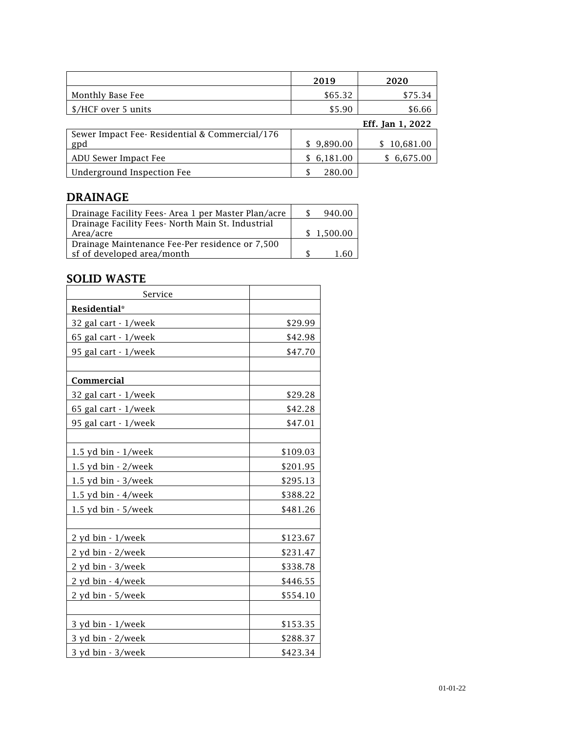| | 2019 | 2020 |
|---|---|---|
| Monthly Base Fee | $65.32 | $75.34 |
| $/HCF over 5 units | $5.90 | $6.66 |

| | | Eff. Jan 1, 2022 |
|---|---|---|
| Sewer Impact Fee- Residential & Commercial/176 gpd | $ 9,890.00 | $ 10,681.00 |
| ADU Sewer Impact Fee | $ 6,181.00 | $ 6,675.00 |
| Underground Inspection Fee | $ 280.00 | |

## DRAINAGE

| | |
|---|---|
| Drainage Facility Fees- Area 1 per Master Plan/acre | $ 940.00 |
| Drainage Facility Fees- North Main St. Industrial Area/acre | $ 1,500.00 |
| Drainage Maintenance Fee-Per residence or 7,500 sf of developed area/month | $ 1.60 |

## SOLID WASTE

| Service | |
|---|---|
| **Residential*** | |
| 32 gal cart - 1/week | $29.99 |
| 65 gal cart - 1/week | $42.98 |
| 95 gal cart - 1/week | $47.70 |
| | |
| **Commercial** | |
| 32 gal cart - 1/week | $29.28 |
| 65 gal cart - 1/week | $42.28 |
| 95 gal cart - 1/week | $47.01 |
| | |
| 1.5 yd bin - 1/week | $109.03 |
| 1.5 yd bin - 2/week | $201.95 |
| 1.5 yd bin - 3/week | $295.13 |
| 1.5 yd bin - 4/week | $388.22 |
| 1.5 yd bin - 5/week | $481.26 |
| | |
| 2 yd bin - 1/week | $123.67 |
| 2 yd bin - 2/week | $231.47 |
| 2 yd bin - 3/week | $338.78 |
| 2 yd bin - 4/week | $446.55 |
| 2 yd bin - 5/week | $554.10 |
| | |
| 3 yd bin - 1/week | $153.35 |
| 3 yd bin - 2/week | $288.37 |
| 3 yd bin - 3/week | $423.34 |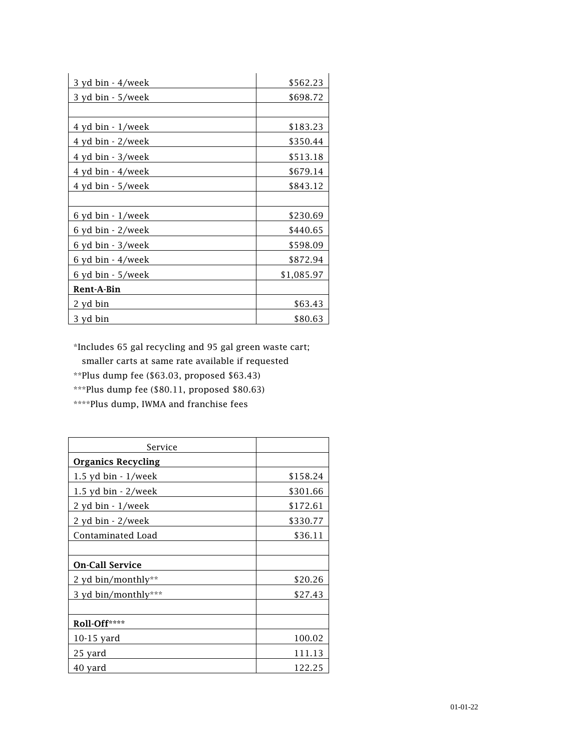| | |
|---|---|
| 3 yd bin - 4/week | $562.23 |
| 3 yd bin - 5/week | $698.72 |
| | |
| 4 yd bin - 1/week | $183.23 |
| 4 yd bin - 2/week | $350.44 |
| 4 yd bin - 3/week | $513.18 |
| 4 yd bin - 4/week | $679.14 |
| 4 yd bin - 5/week | $843.12 |
| | |
| 6 yd bin - 1/week | $230.69 |
| 6 yd bin - 2/week | $440.65 |
| 6 yd bin - 3/week | $598.09 |
| 6 yd bin - 4/week | $872.94 |
| 6 yd bin - 5/week | $1,085.97 |
| **Rent-A-Bin** | |
| 2 yd bin | $63.43 |
| 3 yd bin | $80.63 |

*Includes 65 gal recycling and 95 gal green waste cart;
smaller carts at same rate available if requested

**Plus dump fee ($63.03, proposed $63.43)

***Plus dump fee ($80.11, proposed $80.63)

****Plus dump, IWMA and franchise fees

| Service | |
|---|---|
| **Organics Recycling** | |
| 1.5 yd bin - 1/week | $158.24 |
| 1.5 yd bin - 2/week | $301.66 |
| 2 yd bin - 1/week | $172.61 |
| 2 yd bin - 2/week | $330.77 |
| Contaminated Load | $36.11 |
| | |
| **On-Call Service** | |
| 2 yd bin/monthly** | $20.26 |
| 3 yd bin/monthly*** | $27.43 |
| | |
| **Roll-Off******** | |
| 10-15 yard | 100.02 |
| 25 yard | 111.13 |
| 40 yard | 122.25 |

01-01-22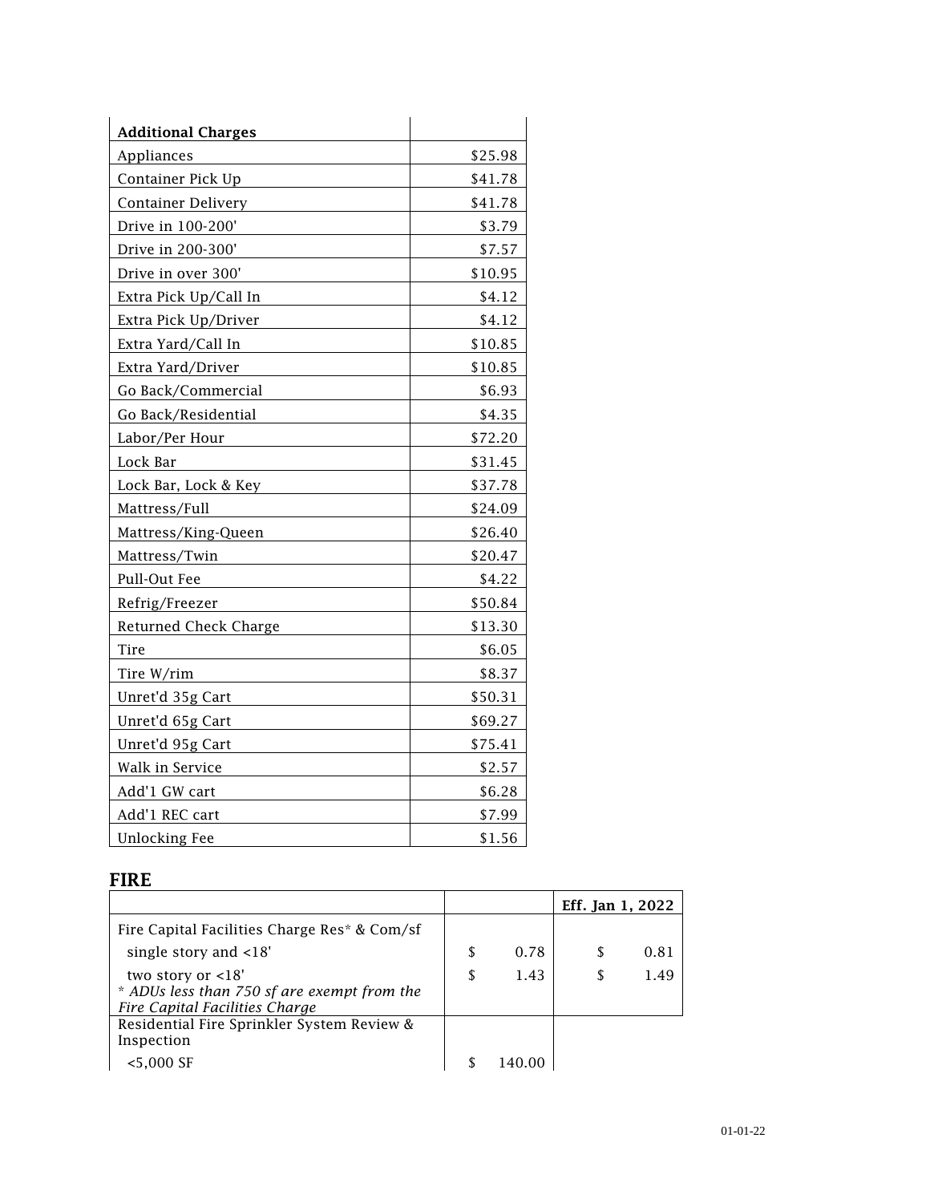| Additional Charges | |
|---|---|
| Appliances | $25.98 |
| Container Pick Up | $41.78 |
| Container Delivery | $41.78 |
| Drive in 100-200' | $3.79 |
| Drive in 200-300' | $7.57 |
| Drive in over 300' | $10.95 |
| Extra Pick Up/Call In | $4.12 |
| Extra Pick Up/Driver | $4.12 |
| Extra Yard/Call In | $10.85 |
| Extra Yard/Driver | $10.85 |
| Go Back/Commercial | $6.93 |
| Go Back/Residential | $4.35 |
| Labor/Per Hour | $72.20 |
| Lock Bar | $31.45 |
| Lock Bar, Lock & Key | $37.78 |
| Mattress/Full | $24.09 |
| Mattress/King-Queen | $26.40 |
| Mattress/Twin | $20.47 |
| Pull-Out Fee | $4.22 |
| Refrig/Freezer | $50.84 |
| Returned Check Charge | $13.30 |
| Tire | $6.05 |
| Tire W/rim | $8.37 |
| Unret'd 35g Cart | $50.31 |
| Unret'd 65g Cart | $69.27 |
| Unret'd 95g Cart | $75.41 |
| Walk in Service | $2.57 |
| Add'1 GW cart | $6.28 |
| Add'1 REC cart | $7.99 |
| Unlocking Fee | $1.56 |

## FIRE

| | | Eff. Jan 1, 2022 |
|---|---|---|
| Fire Capital Facilities Charge Res* & Com/sf | | |
| single story and <18' | $ 0.78 | $ 0.81 |
| two story or <18' | $ 1.43 | $ 1.49 |
| *\* ADUs less than 750 sf are exempt from the Fire Capital Facilities Charge* | | |
| Residential Fire Sprinkler System Review & Inspection | | |
| <5,000 SF | $ 140.00 | |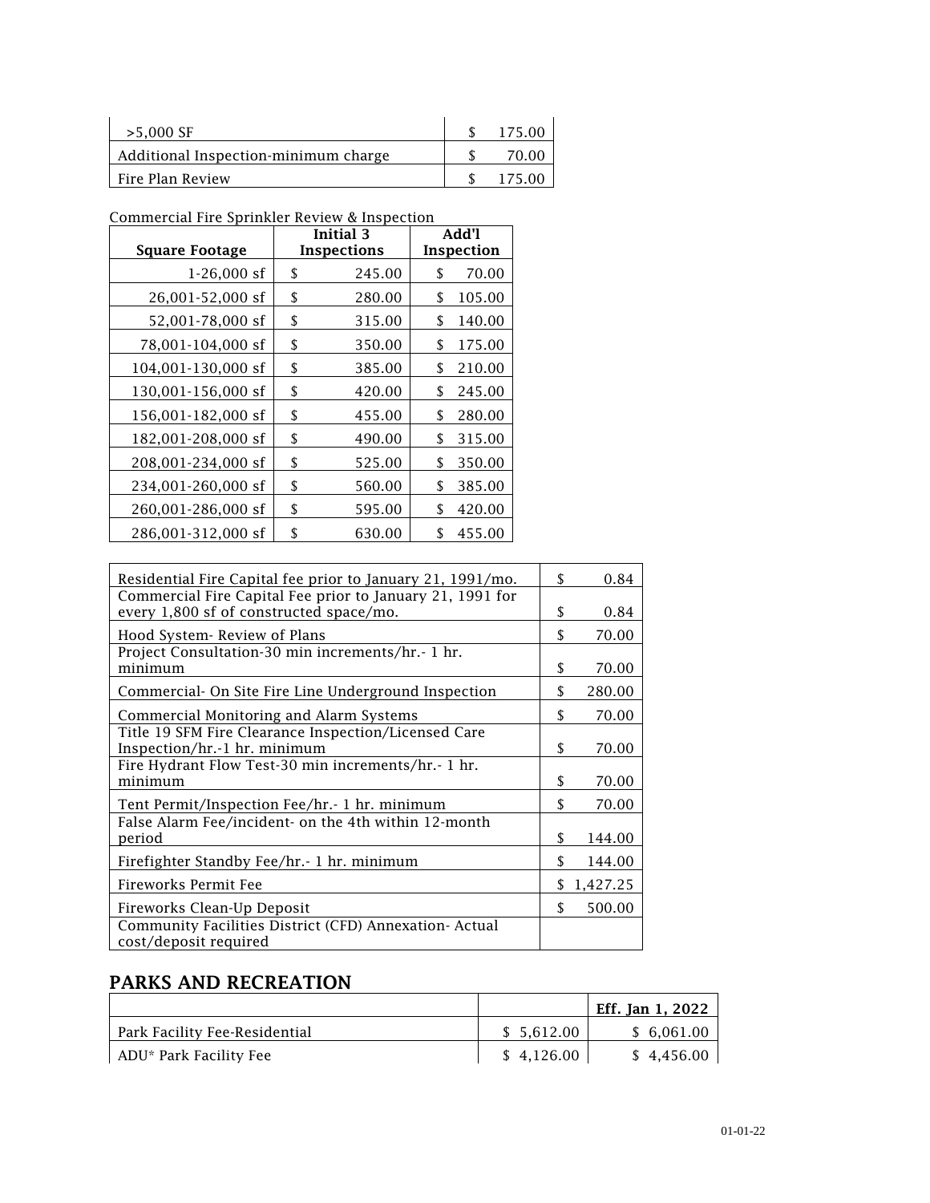| | |
|---|---|
| >5,000 SF | $ 175.00 |
| Additional Inspection-minimum charge | $ 70.00 |
| Fire Plan Review | $ 175.00 |

Commercial Fire Sprinkler Review & Inspection

| Square Footage | Initial 3 Inspections | Add'l Inspection |
|---|---|---|
| 1-26,000 sf | $ 245.00 | $ 70.00 |
| 26,001-52,000 sf | $ 280.00 | $ 105.00 |
| 52,001-78,000 sf | $ 315.00 | $ 140.00 |
| 78,001-104,000 sf | $ 350.00 | $ 175.00 |
| 104,001-130,000 sf | $ 385.00 | $ 210.00 |
| 130,001-156,000 sf | $ 420.00 | $ 245.00 |
| 156,001-182,000 sf | $ 455.00 | $ 280.00 |
| 182,001-208,000 sf | $ 490.00 | $ 315.00 |
| 208,001-234,000 sf | $ 525.00 | $ 350.00 |
| 234,001-260,000 sf | $ 560.00 | $ 385.00 |
| 260,001-286,000 sf | $ 595.00 | $ 420.00 |
| 286,001-312,000 sf | $ 630.00 | $ 455.00 |

| | |
|---|---|
| Residential Fire Capital fee prior to January 21, 1991/mo. | $ 0.84 |
| Commercial Fire Capital Fee prior to January 21, 1991 for every 1,800 sf of constructed space/mo. | $ 0.84 |
| Hood System- Review of Plans | $ 70.00 |
| Project Consultation-30 min increments/hr.- 1 hr. minimum | $ 70.00 |
| Commercial- On Site Fire Line Underground Inspection | $ 280.00 |
| Commercial Monitoring and Alarm Systems | $ 70.00 |
| Title 19 SFM Fire Clearance Inspection/Licensed Care Inspection/hr.-1 hr. minimum | $ 70.00 |
| Fire Hydrant Flow Test-30 min increments/hr.- 1 hr. minimum | $ 70.00 |
| Tent Permit/Inspection Fee/hr.- 1 hr. minimum | $ 70.00 |
| False Alarm Fee/incident- on the 4th within 12-month period | $ 144.00 |
| Firefighter Standby Fee/hr.- 1 hr. minimum | $ 144.00 |
| Fireworks Permit Fee | $ 1,427.25 |
| Fireworks Clean-Up Deposit | $ 500.00 |
| Community Facilities District (CFD) Annexation- Actual cost/deposit required | |

## PARKS AND RECREATION

| | | Eff. Jan 1, 2022 |
|---|---|---|
| Park Facility Fee-Residential | $ 5,612.00 | $ 6,061.00 |
| ADU* Park Facility Fee | $ 4,126.00 | $ 4,456.00 |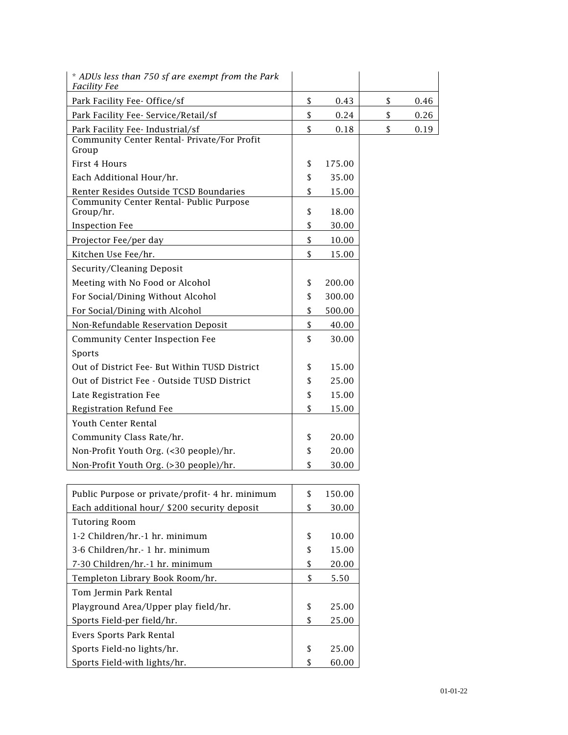| | | |
|---|---|---|
| * *ADUs less than 750 sf are exempt from the Park Facility Fee* | | |
| Park Facility Fee- Office/sf | $ 0.43 | $ 0.46 |
| Park Facility Fee- Service/Retail/sf | $ 0.24 | $ 0.26 |
| Park Facility Fee- Industrial/sf | $ 0.18 | $ 0.19 |
| Community Center Rental- Private/For Profit Group | | |
| First 4 Hours | $ 175.00 | |
| Each Additional Hour/hr. | $ 35.00 | |
| Renter Resides Outside TCSD Boundaries | $ 15.00 | |
| Community Center Rental- Public Purpose Group/hr. | $ 18.00 | |
| Inspection Fee | $ 30.00 | |
| Projector Fee/per day | $ 10.00 | |
| Kitchen Use Fee/hr. | $ 15.00 | |
| Security/Cleaning Deposit | | |
| Meeting with No Food or Alcohol | $ 200.00 | |
| For Social/Dining Without Alcohol | $ 300.00 | |
| For Social/Dining with Alcohol | $ 500.00 | |
| Non-Refundable Reservation Deposit | $ 40.00 | |
| Community Center Inspection Fee | $ 30.00 | |
| Sports | | |
| Out of District Fee- But Within TUSD District | $ 15.00 | |
| Out of District Fee - Outside TUSD District | $ 25.00 | |
| Late Registration Fee | $ 15.00 | |
| Registration Refund Fee | $ 15.00 | |
| Youth Center Rental | | |
| Community Class Rate/hr. | $ 20.00 | |
| Non-Profit Youth Org. (<30 people)/hr. | $ 20.00 | |
| Non-Profit Youth Org. (>30 people)/hr. | $ 30.00 | |

| | |
|---|---|
| Public Purpose or private/profit- 4 hr. minimum | $ 150.00 |
| Each additional hour/ $200 security deposit | $ 30.00 |
| Tutoring Room | |
| 1-2 Children/hr.-1 hr. minimum | $ 10.00 |
| 3-6 Children/hr.- 1 hr. minimum | $ 15.00 |
| 7-30 Children/hr.-1 hr. minimum | $ 20.00 |
| Templeton Library Book Room/hr. | $ 5.50 |
| Tom Jermin Park Rental | |
| Playground Area/Upper play field/hr. | $ 25.00 |
| Sports Field-per field/hr. | $ 25.00 |
| Evers Sports Park Rental | |
| Sports Field-no lights/hr. | $ 25.00 |
| Sports Field-with lights/hr. | $ 60.00 |

01-01-22